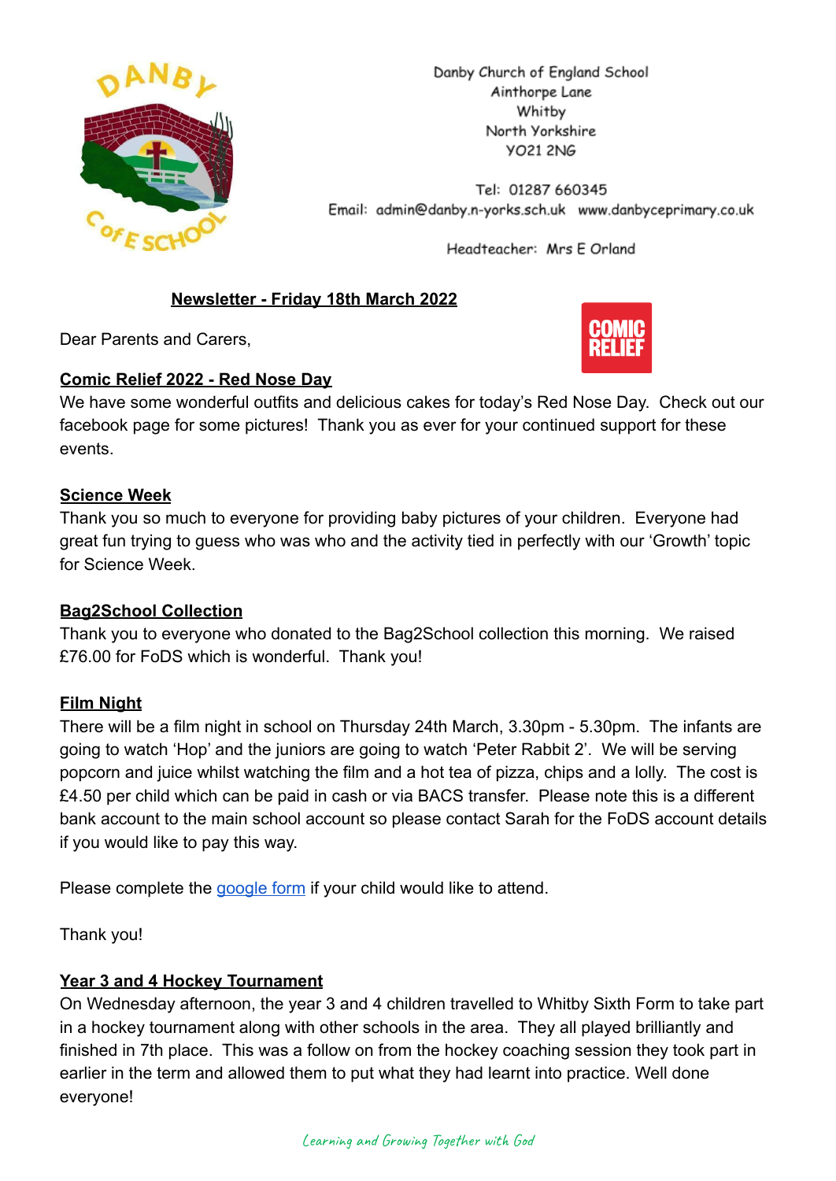Danby Church of England School
Ainthorpe Lane
Whitby
North Yorkshire
YO21 2NG

Tel: 01287 660345
Email: admin@danby.n-yorks.sch.uk www.danbyceprimary.co.uk

Headteacher: Mrs E Orland

## Newsletter - Friday 18th March 2022

Dear Parents and Carers,

### Comic Relief 2022 - Red Nose Day

We have some wonderful outfits and delicious cakes for today's Red Nose Day. Check out our facebook page for some pictures! Thank you as ever for your continued support for these events.

### Science Week

Thank you so much to everyone for providing baby pictures of your children. Everyone had great fun trying to guess who was who and the activity tied in perfectly with our 'Growth' topic for Science Week.

### Bag2School Collection

Thank you to everyone who donated to the Bag2School collection this morning. We raised £76.00 for FoDS which is wonderful. Thank you!

### Film Night

There will be a film night in school on Thursday 24th March, 3.30pm - 5.30pm. The infants are going to watch 'Hop' and the juniors are going to watch 'Peter Rabbit 2'. We will be serving popcorn and juice whilst watching the film and a hot tea of pizza, chips and a lolly. The cost is £4.50 per child which can be paid in cash or via BACS transfer. Please note this is a different bank account to the main school account so please contact Sarah for the FoDS account details if you would like to pay this way.

Please complete the google form if your child would like to attend.

Thank you!

### Year 3 and 4 Hockey Tournament

On Wednesday afternoon, the year 3 and 4 children travelled to Whitby Sixth Form to take part in a hockey tournament along with other schools in the area. They all played brilliantly and finished in 7th place. This was a follow on from the hockey coaching session they took part in earlier in the term and allowed them to put what they had learnt into practice. Well done everyone!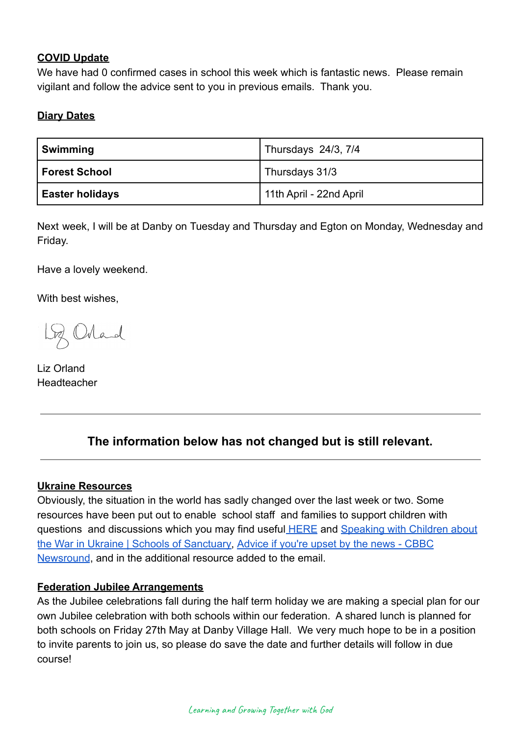**COVID Update**

We have had 0 confirmed cases in school this week which is fantastic news. Please remain vigilant and follow the advice sent to you in previous emails. Thank you.

**Diary Dates**

| **Swimming** | Thursdays 24/3, 7/4 |
|---|---|
| **Forest School** | Thursdays 31/3 |
| **Easter holidays** | 11th April - 22nd April |

Next week, I will be at Danby on Tuesday and Thursday and Egton on Monday, Wednesday and Friday.

Have a lovely weekend.

With best wishes,

Liz Orland
Headteacher

---

**The information below has not changed but is still relevant.**

---

**Ukraine Resources**

Obviously, the situation in the world has sadly changed over the last week or two. Some resources have been put out to enable school staff and families to support children with questions and discussions which you may find useful HERE and Speaking with Children about the War in Ukraine | Schools of Sanctuary, Advice if you're upset by the news - CBBC Newsround, and in the additional resource added to the email.

**Federation Jubilee Arrangements**

As the Jubilee celebrations fall during the half term holiday we are making a special plan for our own Jubilee celebration with both schools within our federation. A shared lunch is planned for both schools on Friday 27th May at Danby Village Hall. We very much hope to be in a position to invite parents to join us, so please do save the date and further details will follow in due course!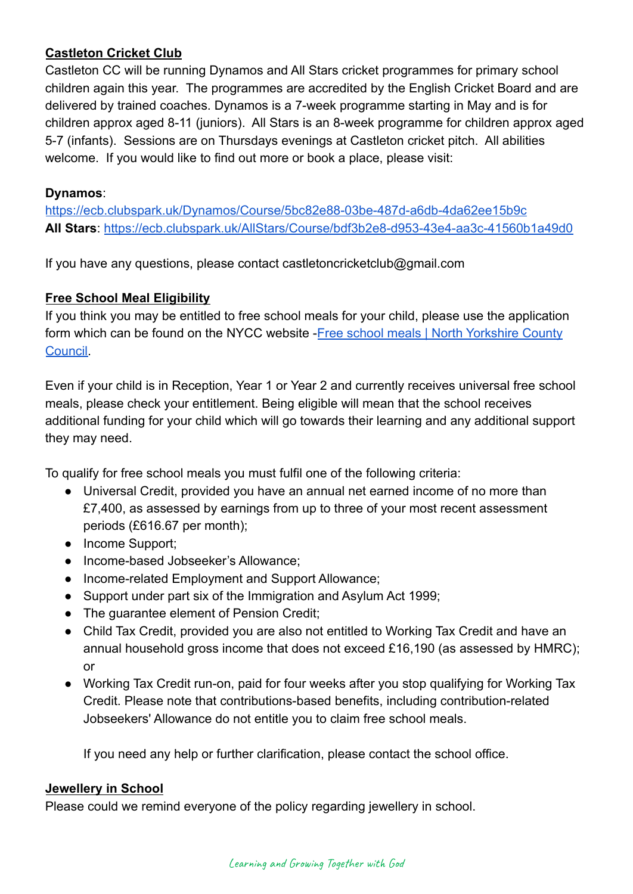## Castleton Cricket Club

Castleton CC will be running Dynamos and All Stars cricket programmes for primary school children again this year. The programmes are accredited by the English Cricket Board and are delivered by trained coaches. Dynamos is a 7-week programme starting in May and is for children approx aged 8-11 (juniors). All Stars is an 8-week programme for children approx aged 5-7 (infants). Sessions are on Thursdays evenings at Castleton cricket pitch. All abilities welcome. If you would like to find out more or book a place, please visit:

**Dynamos**:
https://ecb.clubspark.uk/Dynamos/Course/5bc82e88-03be-487d-a6db-4da62ee15b9c
**All Stars**: https://ecb.clubspark.uk/AllStars/Course/bdf3b2e8-d953-43e4-aa3c-41560b1a49d0

If you have any questions, please contact castletoncricketclub@gmail.com

## Free School Meal Eligibility

If you think you may be entitled to free school meals for your child, please use the application form which can be found on the NYCC website -[Free school meals | North Yorkshire County Council](#).

Even if your child is in Reception, Year 1 or Year 2 and currently receives universal free school meals, please check your entitlement. Being eligible will mean that the school receives additional funding for your child which will go towards their learning and any additional support they may need.

To qualify for free school meals you must fulfil one of the following criteria:

- Universal Credit, provided you have an annual net earned income of no more than £7,400, as assessed by earnings from up to three of your most recent assessment periods (£616.67 per month);
- Income Support;
- Income-based Jobseeker's Allowance;
- Income-related Employment and Support Allowance;
- Support under part six of the Immigration and Asylum Act 1999;
- The guarantee element of Pension Credit;
- Child Tax Credit, provided you are also not entitled to Working Tax Credit and have an annual household gross income that does not exceed £16,190 (as assessed by HMRC); or
- Working Tax Credit run-on, paid for four weeks after you stop qualifying for Working Tax Credit. Please note that contributions-based benefits, including contribution-related Jobseekers' Allowance do not entitle you to claim free school meals.

  If you need any help or further clarification, please contact the school office.

## Jewellery in School

Please could we remind everyone of the policy regarding jewellery in school.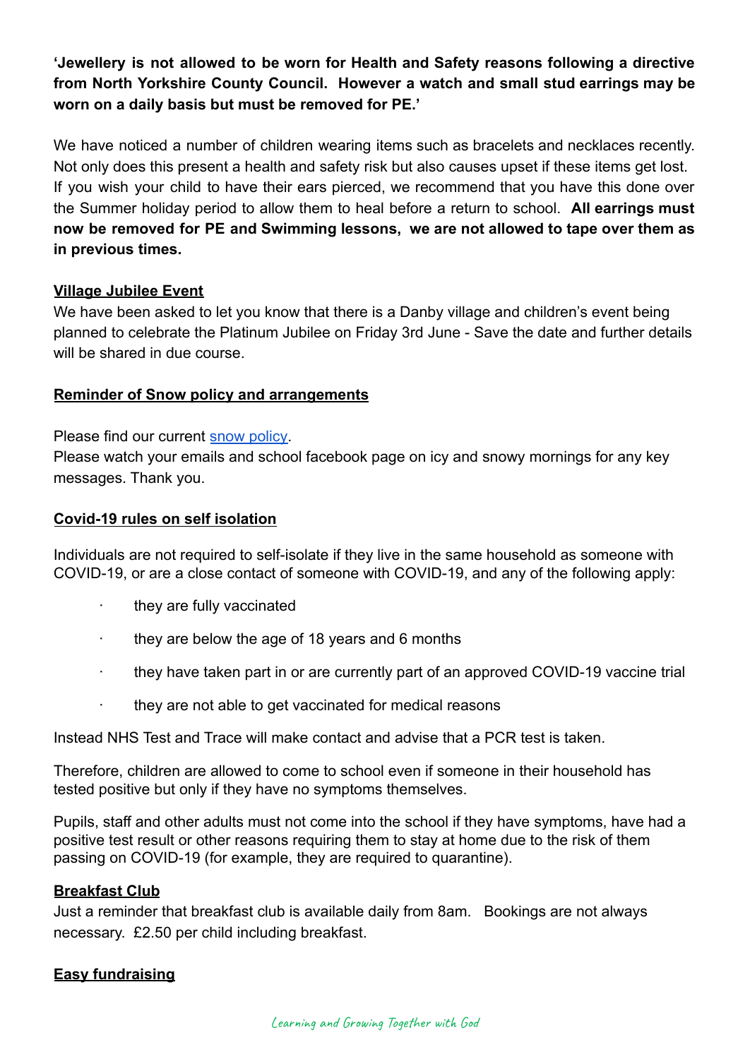**'Jewellery is not allowed to be worn for Health and Safety reasons following a directive from North Yorkshire County Council. However a watch and small stud earrings may be worn on a daily basis but must be removed for PE.'**

We have noticed a number of children wearing items such as bracelets and necklaces recently. Not only does this present a health and safety risk but also causes upset if these items get lost. If you wish your child to have their ears pierced, we recommend that you have this done over the Summer holiday period to allow them to heal before a return to school. **All earrings must now be removed for PE and Swimming lessons, we are not allowed to tape over them as in previous times.**

**Village Jubilee Event**

We have been asked to let you know that there is a Danby village and children's event being planned to celebrate the Platinum Jubilee on Friday 3rd June - Save the date and further details will be shared in due course.

**Reminder of Snow policy and arrangements**

Please find our current [snow policy].

Please watch your emails and school facebook page on icy and snowy mornings for any key messages. Thank you.

**Covid-19 rules on self isolation**

Individuals are not required to self-isolate if they live in the same household as someone with COVID-19, or are a close contact of someone with COVID-19, and any of the following apply:

- they are fully vaccinated
- they are below the age of 18 years and 6 months
- they have taken part in or are currently part of an approved COVID-19 vaccine trial
- they are not able to get vaccinated for medical reasons

Instead NHS Test and Trace will make contact and advise that a PCR test is taken.

Therefore, children are allowed to come to school even if someone in their household has tested positive but only if they have no symptoms themselves.

Pupils, staff and other adults must not come into the school if they have symptoms, have had a positive test result or other reasons requiring them to stay at home due to the risk of them passing on COVID-19 (for example, they are required to quarantine).

**Breakfast Club**

Just a reminder that breakfast club is available daily from 8am. Bookings are not always necessary. £2.50 per child including breakfast.

**Easy fundraising**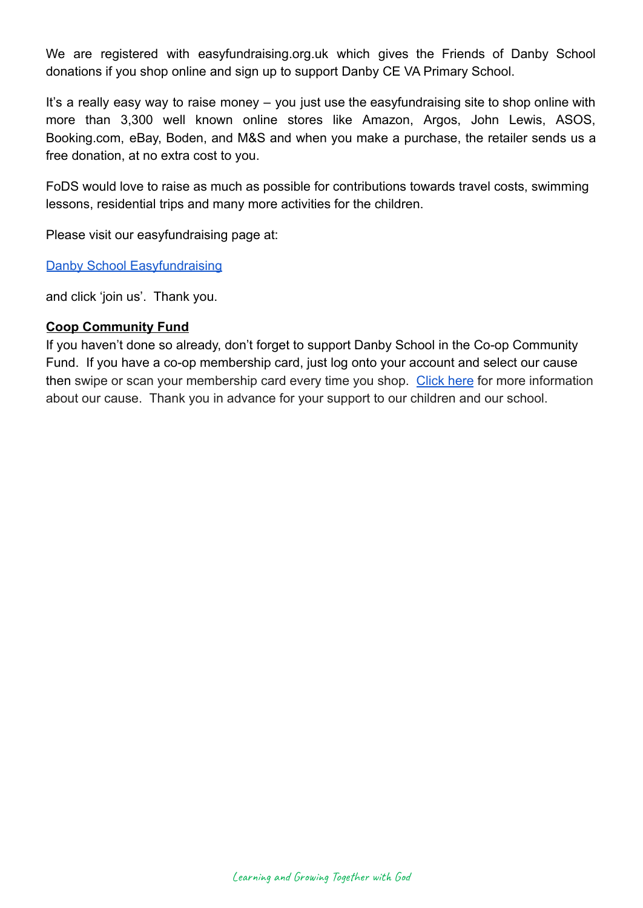We are registered with easyfundraising.org.uk which gives the Friends of Danby School donations if you shop online and sign up to support Danby CE VA Primary School.

It's a really easy way to raise money – you just use the easyfundraising site to shop online with more than 3,300 well known online stores like Amazon, Argos, John Lewis, ASOS, Booking.com, eBay, Boden, and M&S and when you make a purchase, the retailer sends us a free donation, at no extra cost to you.

FoDS would love to raise as much as possible for contributions towards travel costs, swimming lessons, residential trips and many more activities for the children.

Please visit our easyfundraising page at:

Danby School Easyfundraising

and click 'join us'. Thank you.

**Coop Community Fund**

If you haven't done so already, don't forget to support Danby School in the Co-op Community Fund. If you have a co-op membership card, just log onto your account and select our cause then swipe or scan your membership card every time you shop. Click here for more information about our cause. Thank you in advance for your support to our children and our school.